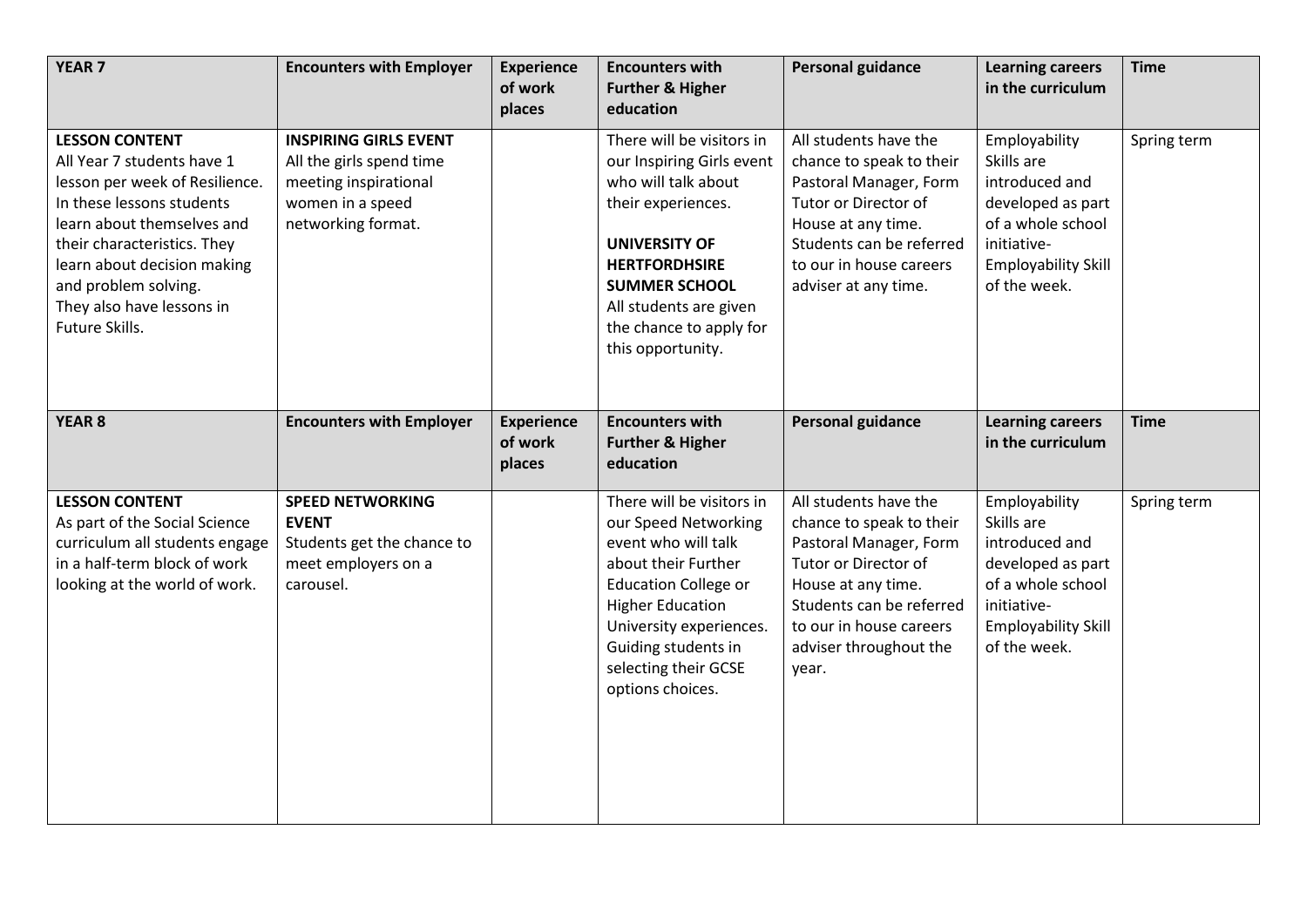| YEAR 7 | Encounters with Employer | Experience of work places | Encounters with Further & Higher education | Personal guidance | Learning careers in the curriculum | Time |
|---|---|---|---|---|---|---|
| **LESSON CONTENT**<br>All Year 7 students have 1 lesson per week of Resilience. In these lessons students learn about themselves and their characteristics. They learn about decision making and problem solving.<br>They also have lessons in Future Skills. | **INSPIRING GIRLS EVENT**<br>All the girls spend time meeting inspirational women in a speed networking format. | | There will be visitors in our Inspiring Girls event who will talk about their experiences.<br><br>**UNIVERSITY OF HERTFORDHSIRE SUMMER SCHOOL**<br>All students are given the chance to apply for this opportunity. | All students have the chance to speak to their Pastoral Manager, Form Tutor or Director of House at any time. Students can be referred to our in house careers adviser at any time. | Employability Skills are introduced and developed as part of a whole school initiative- Employability Skill of the week. | Spring term |
| **YEAR 8** | **Encounters with Employer** | **Experience of work places** | **Encounters with Further & Higher education** | **Personal guidance** | **Learning careers in the curriculum** | **Time** |
| **LESSON CONTENT**<br>As part of the Social Science curriculum all students engage in a half-term block of work looking at the world of work. | **SPEED NETWORKING EVENT**<br>Students get the chance to meet employers on a carousel. | | There will be visitors in our Speed Networking event who will talk about their Further Education College or Higher Education University experiences. Guiding students in selecting their GCSE options choices. | All students have the chance to speak to their Pastoral Manager, Form Tutor or Director of House at any time. Students can be referred to our in house careers adviser throughout the year. | Employability Skills are introduced and developed as part of a whole school initiative- Employability Skill of the week. | Spring term |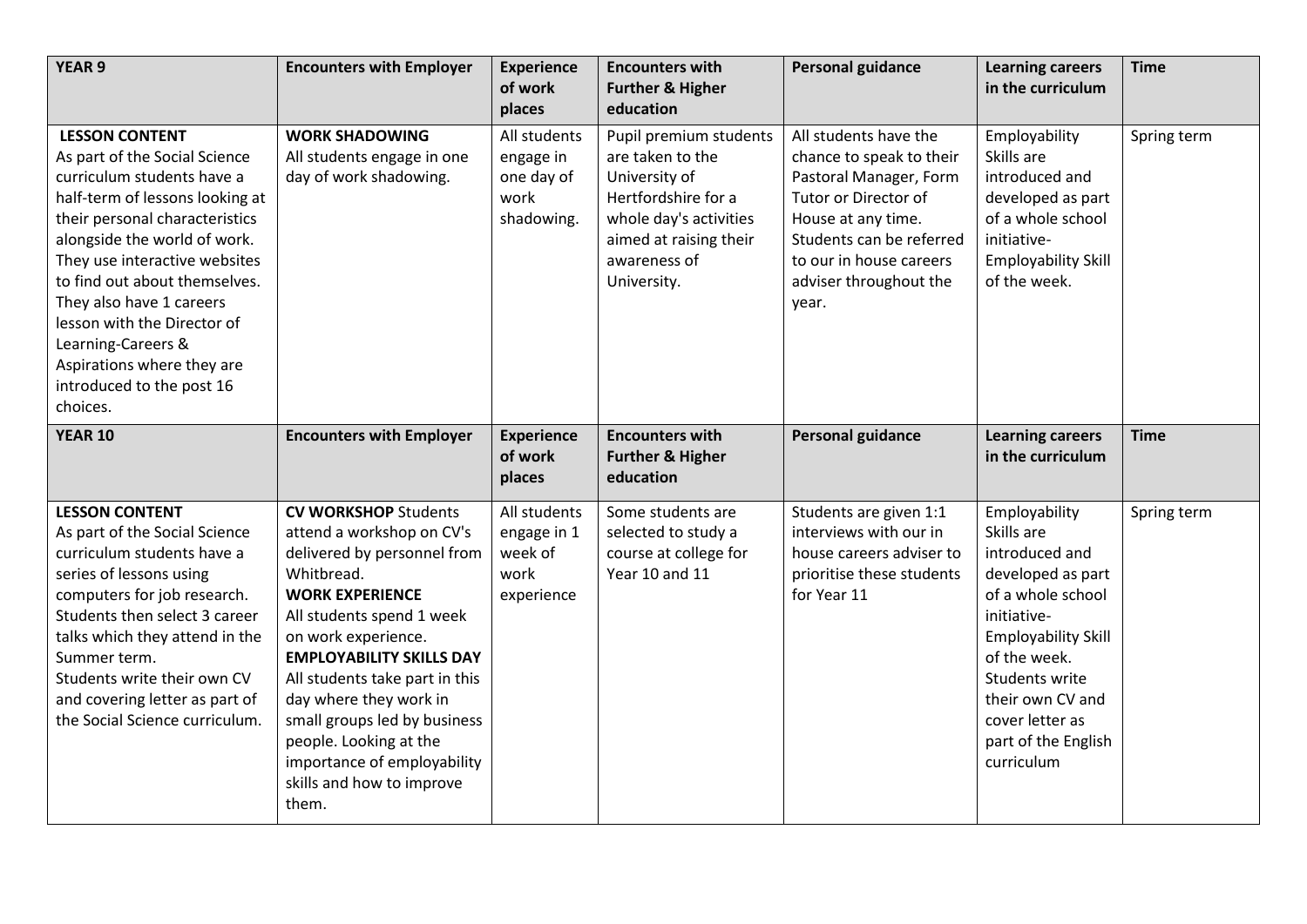| YEAR 9 | Encounters with Employer | Experience of work places | Encounters with Further & Higher education | Personal guidance | Learning careers in the curriculum | Time |
|---|---|---|---|---|---|---|
| **LESSON CONTENT**<br>As part of the Social Science curriculum students have a half-term of lessons looking at their personal characteristics alongside the world of work. They use interactive websites to find out about themselves. They also have 1 careers lesson with the Director of Learning-Careers & Aspirations where they are introduced to the post 16 choices. | **WORK SHADOWING**<br>All students engage in one day of work shadowing. | All students engage in one day of work shadowing. | Pupil premium students are taken to the University of Hertfordshire for a whole day's activities aimed at raising their awareness of University. | All students have the chance to speak to their Pastoral Manager, Form Tutor or Director of House at any time. Students can be referred to our in house careers adviser throughout the year. | Employability Skills are introduced and developed as part of a whole school initiative-Employability Skill of the week. | Spring term |
| **YEAR 10** | **Encounters with Employer** | **Experience of work places** | **Encounters with Further & Higher education** | **Personal guidance** | **Learning careers in the curriculum** | **Time** |
| **LESSON CONTENT**<br>As part of the Social Science curriculum students have a series of lessons using computers for job research. Students then select 3 career talks which they attend in the Summer term.<br>Students write their own CV and covering letter as part of the Social Science curriculum. | **CV WORKSHOP** Students attend a workshop on CV's delivered by personnel from Whitbread.<br>**WORK EXPERIENCE**<br>All students spend 1 week on work experience.<br>**EMPLOYABILITY SKILLS DAY**<br>All students take part in this day where they work in small groups led by business people. Looking at the importance of employability skills and how to improve them. | All students engage in 1 week of work experience | Some students are selected to study a course at college for Year 10 and 11 | Students are given 1:1 interviews with our in house careers adviser to prioritise these students for Year 11 | Employability Skills are introduced and developed as part of a whole school initiative-Employability Skill of the week. Students write their own CV and cover letter as part of the English curriculum | Spring term |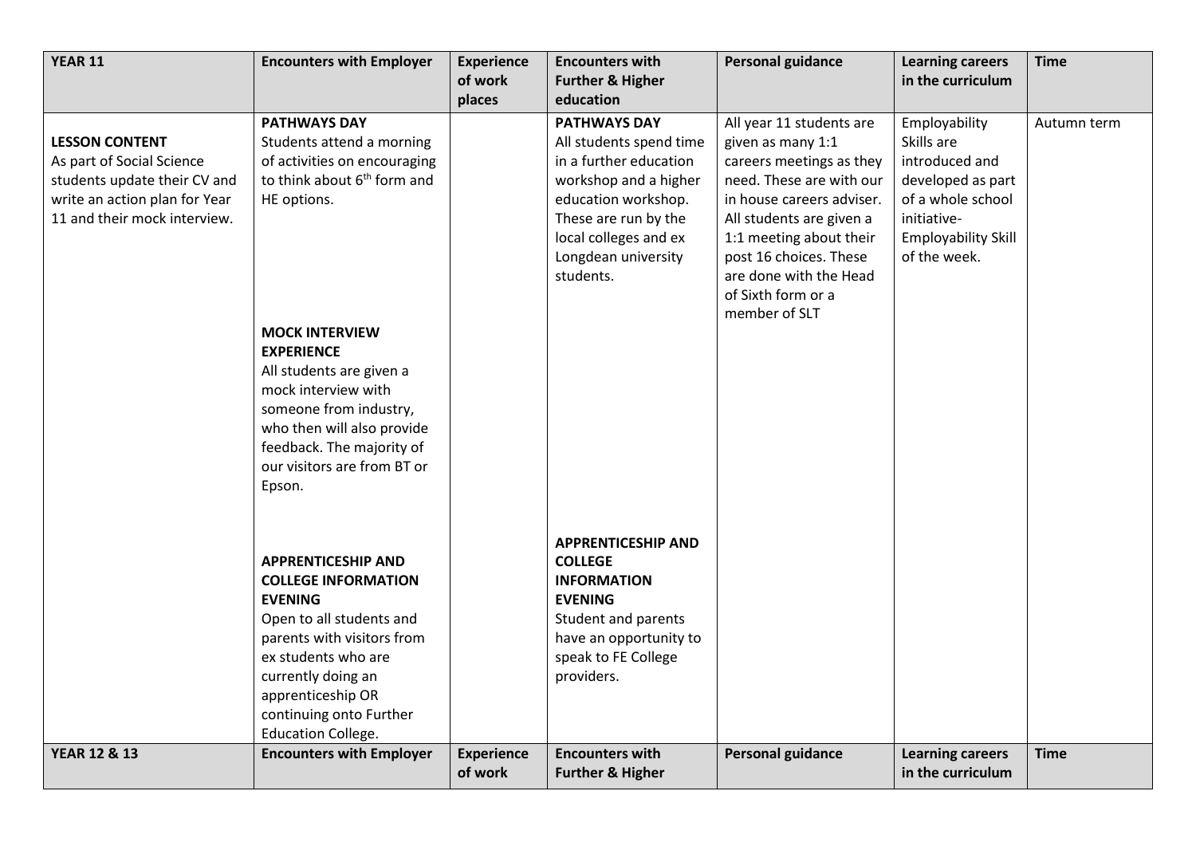| YEAR 11 | Encounters with Employer | Experience of work places | Encounters with Further & Higher education | Personal guidance | Learning careers in the curriculum | Time |
|---|---|---|---|---|---|---|
| **LESSON CONTENT**<br>As part of Social Science students update their CV and write an action plan for Year 11 and their mock interview. | **PATHWAYS DAY**<br>Students attend a morning of activities on encouraging to think about 6th form and HE options.<br><br>**MOCK INTERVIEW EXPERIENCE**<br>All students are given a mock interview with someone from industry, who then will also provide feedback. The majority of our visitors are from BT or Epson.<br><br>**APPRENTICESHIP AND COLLEGE INFORMATION EVENING**<br>Open to all students and parents with visitors from ex students who are currently doing an apprenticeship OR continuing onto Further Education College. | | **PATHWAYS DAY**<br>All students spend time in a further education workshop and a higher education workshop. These are run by the local colleges and ex Longdean university students.<br><br>**APPRENTICESHIP AND COLLEGE INFORMATION EVENING**<br>Student and parents have an opportunity to speak to FE College providers. | All year 11 students are given as many 1:1 careers meetings as they need. These are with our in house careers adviser. All students are given a 1:1 meeting about their post 16 choices. These are done with the Head of Sixth form or a member of SLT | Employability Skills are introduced and developed as part of a whole school initiative- Employability Skill of the week. | Autumn term |
| **YEAR 12 & 13** | **Encounters with Employer** | **Experience of work** | **Encounters with Further & Higher** | **Personal guidance** | **Learning careers in the curriculum** | **Time** |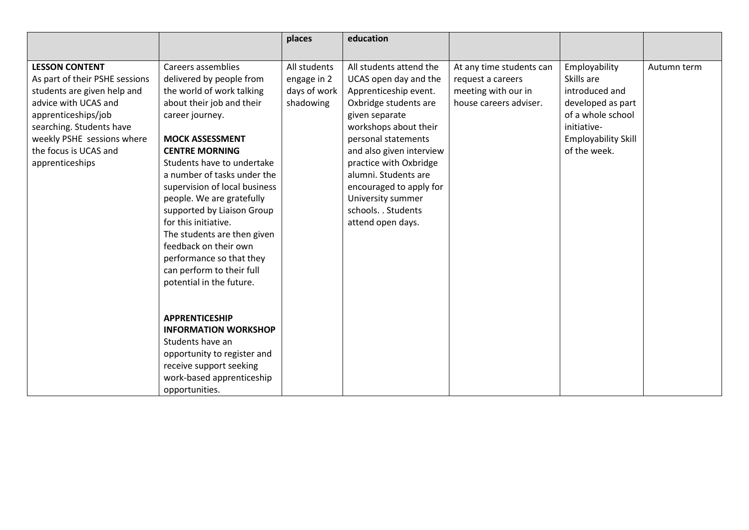| | | places | education | | | |
|---|---|---|---|---|---|---|
| **LESSON CONTENT**<br>As part of their PSHE sessions students are given help and advice with UCAS and apprenticeships/job searching. Students have weekly PSHE sessions where the focus is UCAS and apprenticeships | Careers assemblies delivered by people from the world of work talking about their job and their career journey.<br><br>**MOCK ASSESSMENT CENTRE MORNING**<br>Students have to undertake a number of tasks under the supervision of local business people. We are gratefully supported by Liaison Group for this initiative.<br>The students are then given feedback on their own performance so that they can perform to their full potential in the future.<br><br>**APPRENTICESHIP INFORMATION WORKSHOP**<br>Students have an opportunity to register and receive support seeking work-based apprenticeship opportunities. | All students engage in 2 days of work shadowing | All students attend the UCAS open day and the Apprenticeship event. Oxbridge students are given separate workshops about their personal statements and also given interview practice with Oxbridge alumni. Students are encouraged to apply for University summer schools. . Students attend open days. | At any time students can request a careers meeting with our in house careers adviser. | Employability Skills are introduced and developed as part of a whole school initiative- Employability Skill of the week. | Autumn term |